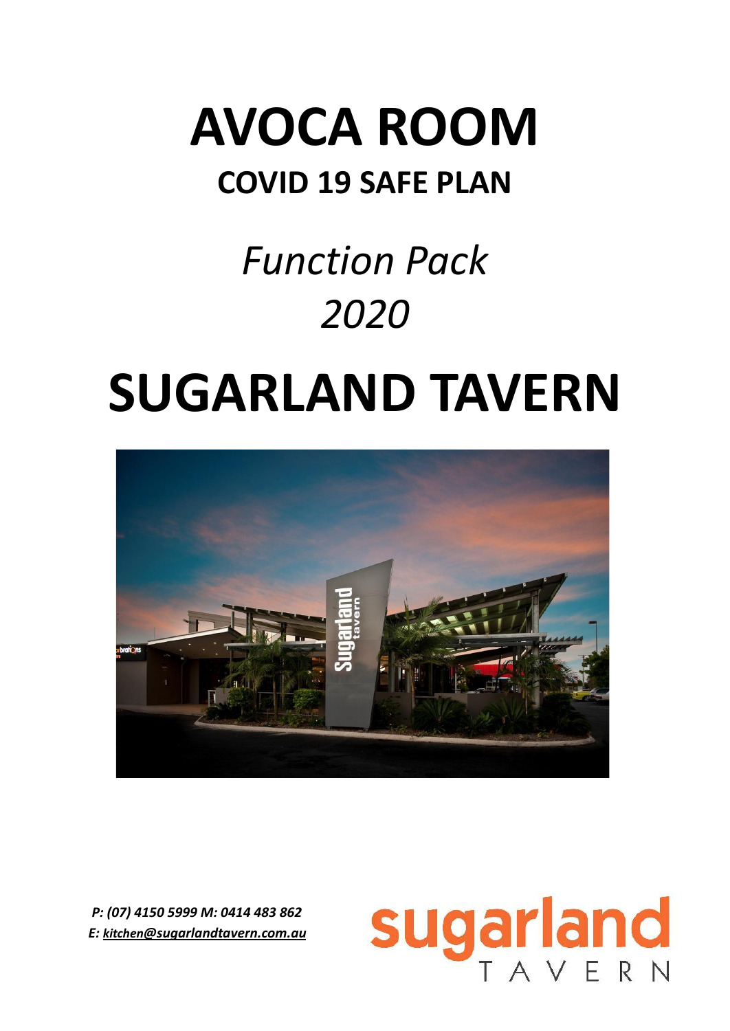# AVOCA ROOM

## COVID 19 SAFE PLAN

*Function Pack*
*2020*

# SUGARLAND TAVERN

***P: (07) 4150 5999 M: 0414 483 862***
***E: kitchen@sugarlandtavern.com.au***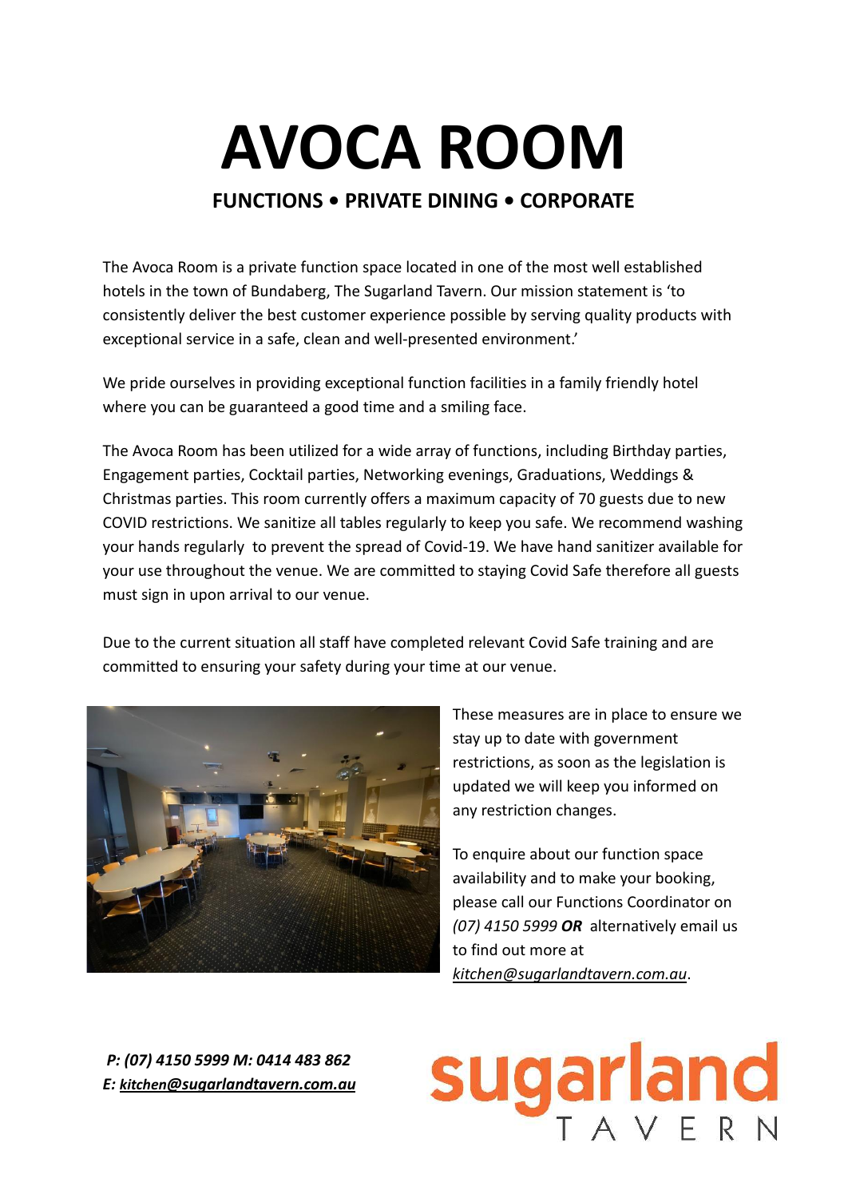# AVOCA ROOM

**FUNCTIONS • PRIVATE DINING • CORPORATE**

The Avoca Room is a private function space located in one of the most well established hotels in the town of Bundaberg, The Sugarland Tavern. Our mission statement is 'to consistently deliver the best customer experience possible by serving quality products with exceptional service in a safe, clean and well-presented environment.'

We pride ourselves in providing exceptional function facilities in a family friendly hotel where you can be guaranteed a good time and a smiling face.

The Avoca Room has been utilized for a wide array of functions, including Birthday parties, Engagement parties, Cocktail parties, Networking evenings, Graduations, Weddings & Christmas parties. This room currently offers a maximum capacity of 70 guests due to new COVID restrictions. We sanitize all tables regularly to keep you safe. We recommend washing your hands regularly to prevent the spread of Covid-19. We have hand sanitizer available for your use throughout the venue. We are committed to staying Covid Safe therefore all guests must sign in upon arrival to our venue.

Due to the current situation all staff have completed relevant Covid Safe training and are committed to ensuring your safety during your time at our venue.

These measures are in place to ensure we stay up to date with government restrictions, as soon as the legislation is updated we will keep you informed on any restriction changes.

To enquire about our function space availability and to make your booking, please call our Functions Coordinator on *(07) 4150 5999* ***OR*** alternatively email us to find out more at *kitchen@sugarlandtavern.com.au*.

***P: (07) 4150 5999 M: 0414 483 862***
***E: kitchen@sugarlandtavern.com.au***

sugarland TAVERN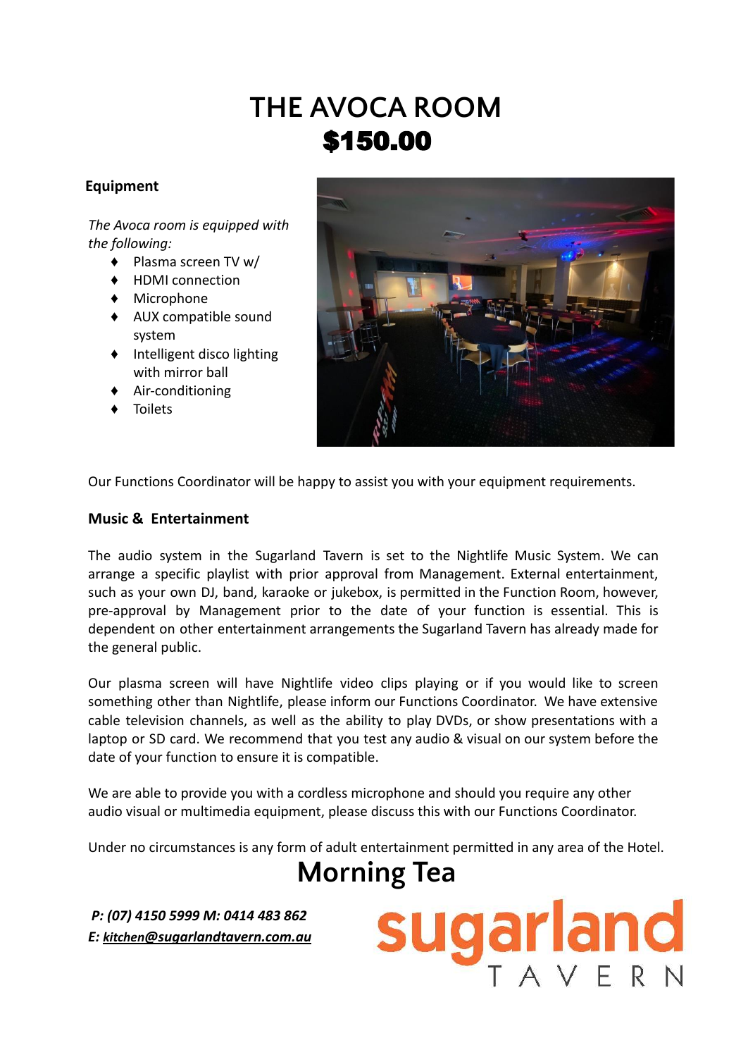# THE AVOCA ROOM
# $150.00

**Equipment**

*The Avoca room is equipped with the following:*

- Plasma screen TV w/
- HDMI connection
- Microphone
- AUX compatible sound system
- Intelligent disco lighting with mirror ball
- Air-conditioning
- Toilets

Our Functions Coordinator will be happy to assist you with your equipment requirements.

**Music & Entertainment**

The audio system in the Sugarland Tavern is set to the Nightlife Music System. We can arrange a specific playlist with prior approval from Management. External entertainment, such as your own DJ, band, karaoke or jukebox, is permitted in the Function Room, however, pre-approval by Management prior to the date of your function is essential. This is dependent on other entertainment arrangements the Sugarland Tavern has already made for the general public.

Our plasma screen will have Nightlife video clips playing or if you would like to screen something other than Nightlife, please inform our Functions Coordinator. We have extensive cable television channels, as well as the ability to play DVDs, or show presentations with a laptop or SD card. We recommend that you test any audio & visual on our system before the date of your function to ensure it is compatible.

We are able to provide you with a cordless microphone and should you require any other audio visual or multimedia equipment, please discuss this with our Functions Coordinator.

Under no circumstances is any form of adult entertainment permitted in any area of the Hotel.

## Morning Tea

***P: (07) 4150 5999 M: 0414 483 862***
***E: kitchen@sugarlandtavern.com.au***

sugarland TAVERN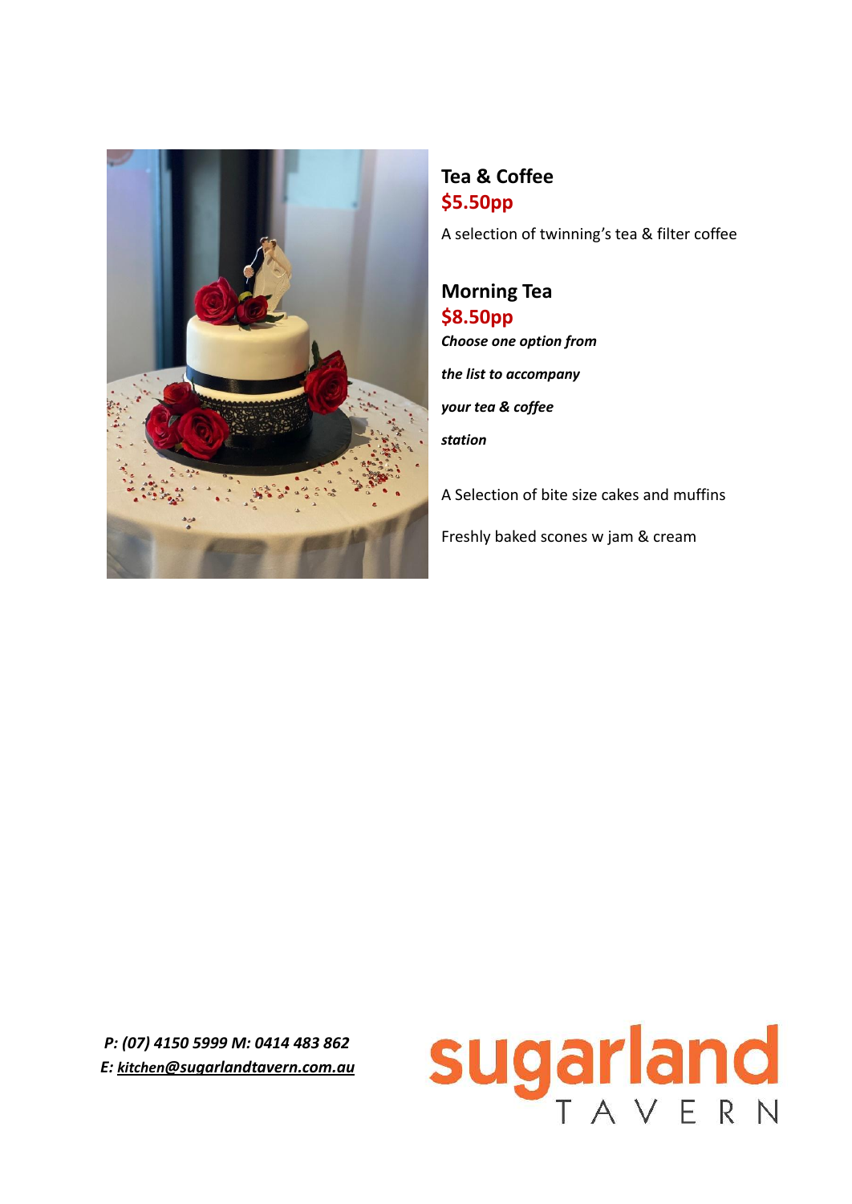## Tea & Coffee

**$5.50pp**

A selection of twinning's tea & filter coffee

## Morning Tea

**$8.50pp**

***Choose one option from the list to accompany your tea & coffee station***

A Selection of bite size cakes and muffins

Freshly baked scones w jam & cream

***P: (07) 4150 5999 M: 0414 483 862***
***E: kitchen@sugarlandtavern.com.au***

sugarland TAVERN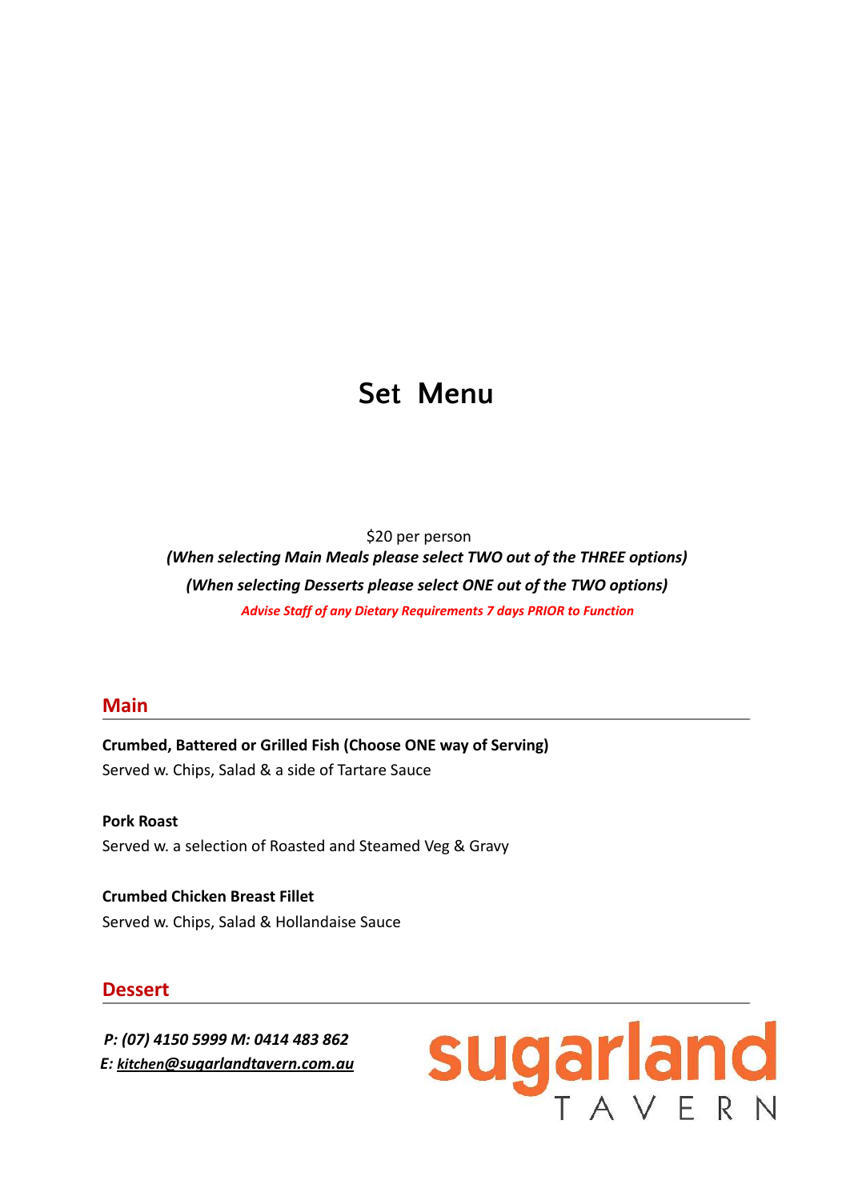# Set Menu

$20 per person

***(When selecting Main Meals please select TWO out of the THREE options)***

***(When selecting Desserts please select ONE out of the TWO options)***

***Advise Staff of any Dietary Requirements 7 days PRIOR to Function***

## Main

**Crumbed, Battered or Grilled Fish (Choose ONE way of Serving)**
Served w. Chips, Salad & a side of Tartare Sauce

**Pork Roast**
Served w. a selection of Roasted and Steamed Veg & Gravy

**Crumbed Chicken Breast Fillet**
Served w. Chips, Salad & Hollandaise Sauce

## Dessert

***P: (07) 4150 5999 M: 0414 483 862***
***E: kitchen@sugarlandtavern.com.au***

sugarland TAVERN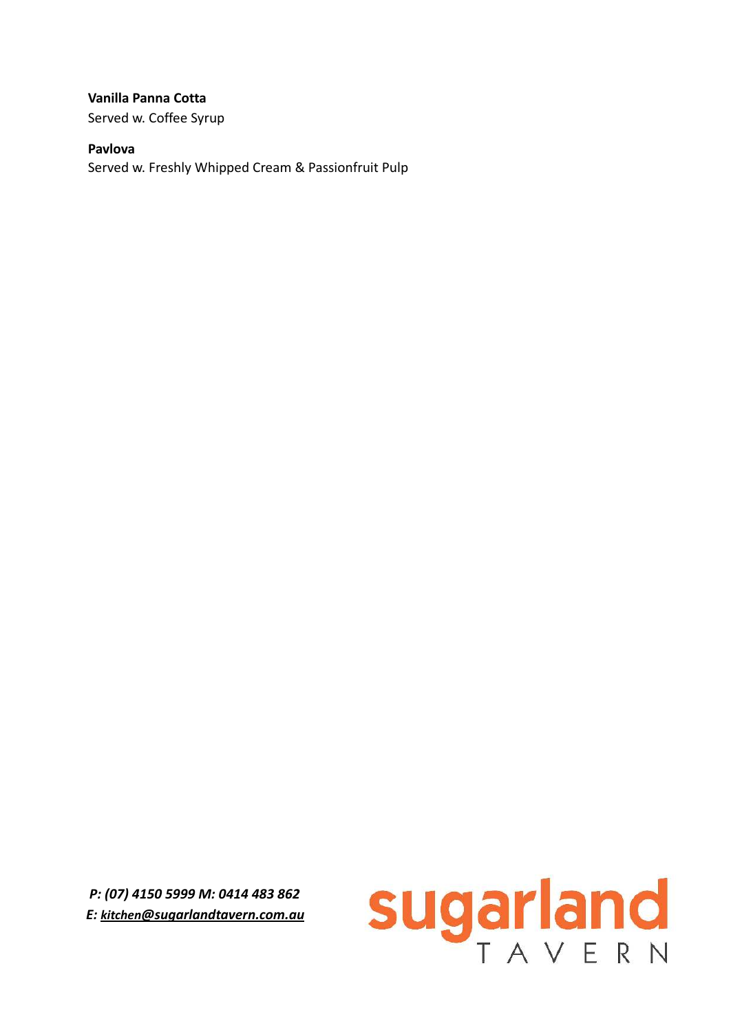**Vanilla Panna Cotta**
Served w. Coffee Syrup

**Pavlova**
Served w. Freshly Whipped Cream & Passionfruit Pulp

***P: (07) 4150 5999 M: 0414 483 862***
***E: kitchen@sugarlandtavern.com.au***

sugarland TAVERN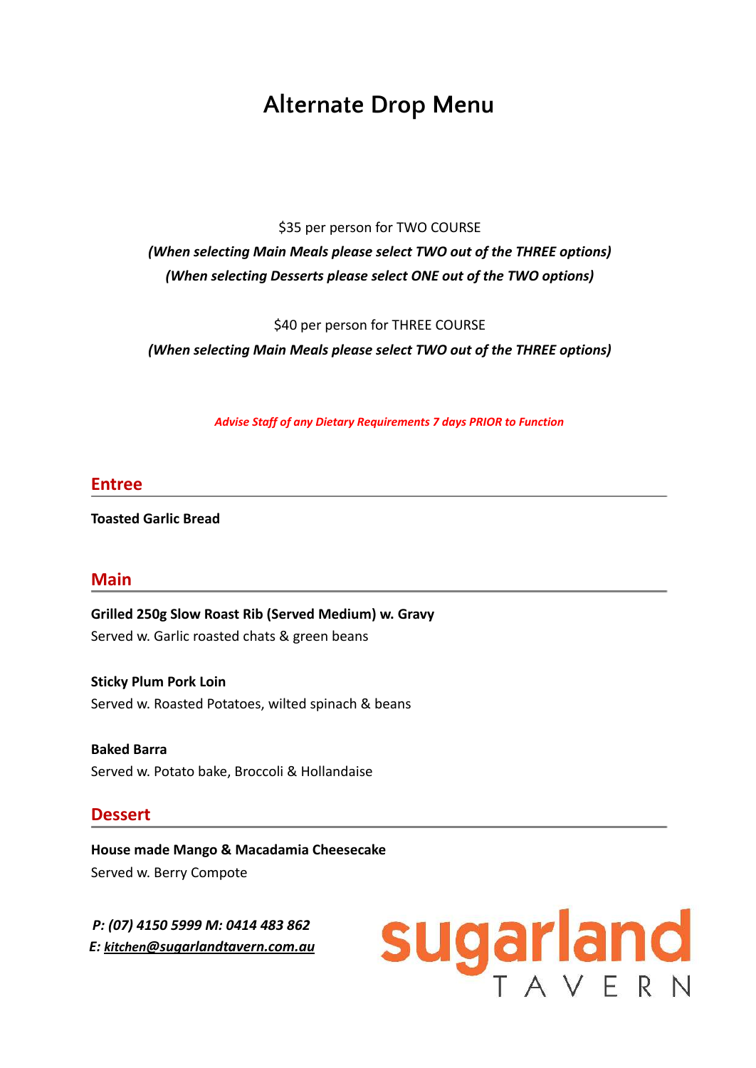# Alternate Drop Menu

$35 per person for TWO COURSE

***(When selecting Main Meals please select TWO out of the THREE options)***

***(When selecting Desserts please select ONE out of the TWO options)***

$40 per person for THREE COURSE

***(When selecting Main Meals please select TWO out of the THREE options)***

***Advise Staff of any Dietary Requirements 7 days PRIOR to Function***

## Entree

**Toasted Garlic Bread**

## Main

**Grilled 250g Slow Roast Rib (Served Medium) w. Gravy**
Served w. Garlic roasted chats & green beans

**Sticky Plum Pork Loin**
Served w. Roasted Potatoes, wilted spinach & beans

**Baked Barra**
Served w. Potato bake, Broccoli & Hollandaise

## Dessert

**House made Mango & Macadamia Cheesecake**
Served w. Berry Compote

***P: (07) 4150 5999 M: 0414 483 862***
***E: kitchen@sugarlandtavern.com.au***

sugarland TAVERN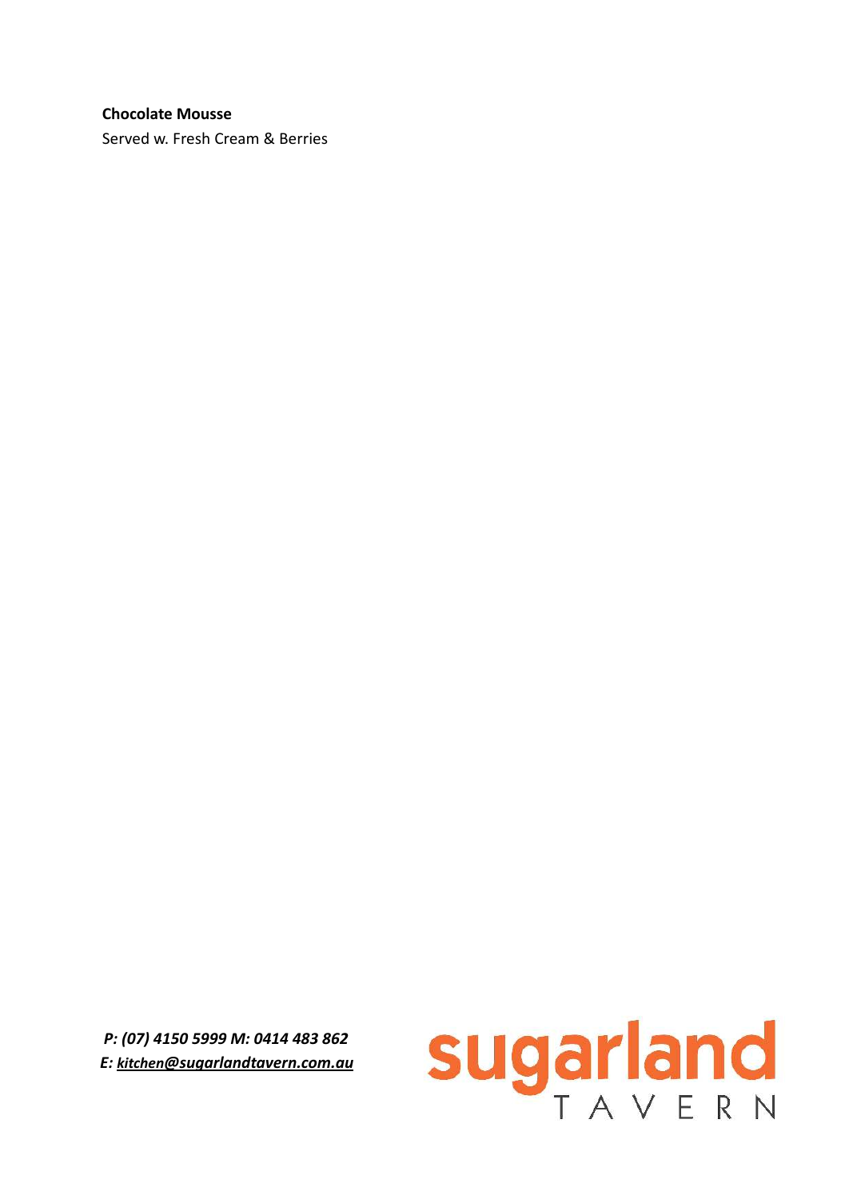**Chocolate Mousse**

Served w. Fresh Cream & Berries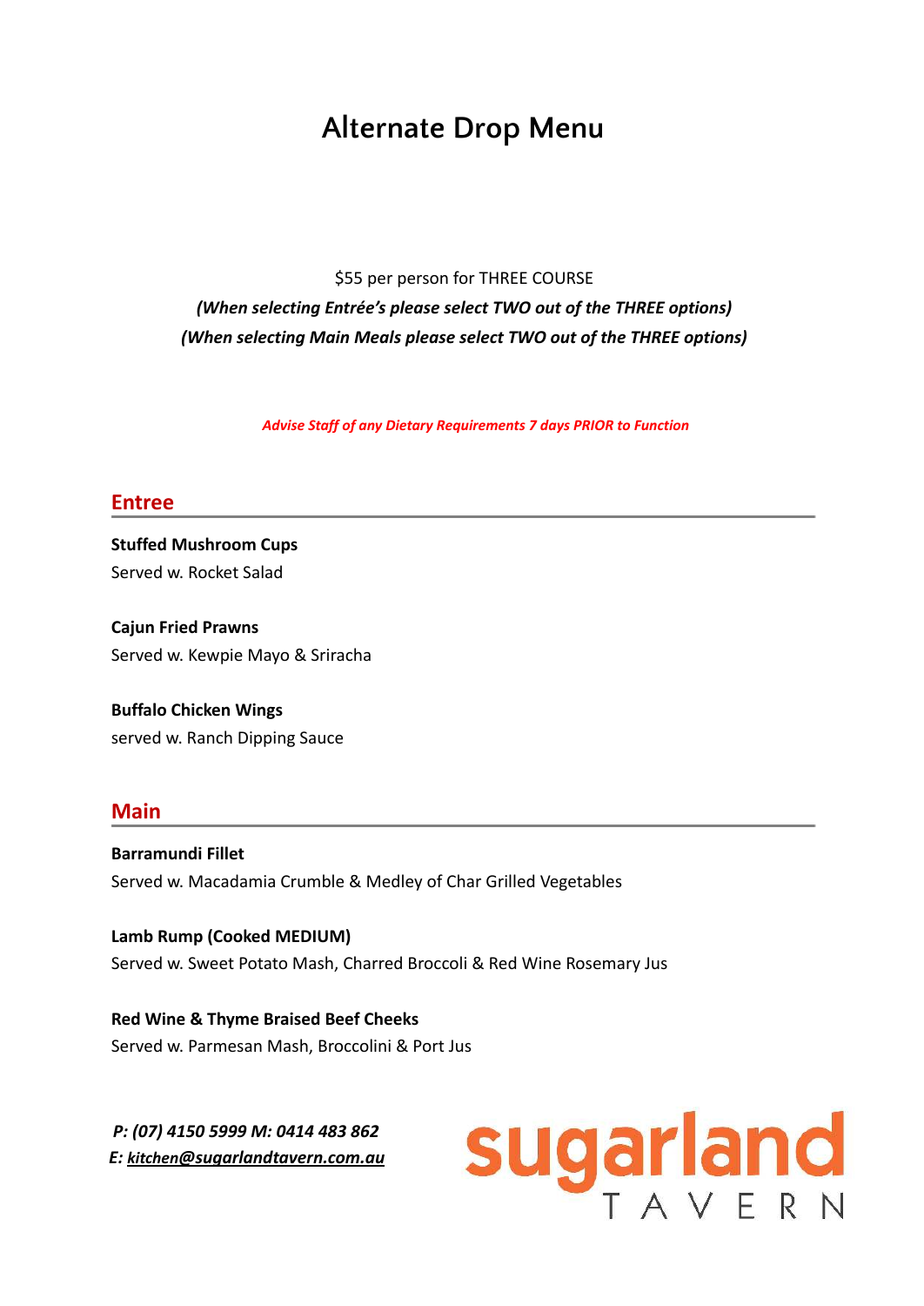# Alternate Drop Menu

$55 per person for THREE COURSE

***(When selecting Entrée's please select TWO out of the THREE options)***

***(When selecting Main Meals please select TWO out of the THREE options)***

***Advise Staff of any Dietary Requirements 7 days PRIOR to Function***

## Entree

**Stuffed Mushroom Cups**
Served w. Rocket Salad

**Cajun Fried Prawns**
Served w. Kewpie Mayo & Sriracha

**Buffalo Chicken Wings**
served w. Ranch Dipping Sauce

## Main

**Barramundi Fillet**
Served w. Macadamia Crumble & Medley of Char Grilled Vegetables

**Lamb Rump (Cooked MEDIUM)**
Served w. Sweet Potato Mash, Charred Broccoli & Red Wine Rosemary Jus

**Red Wine & Thyme Braised Beef Cheeks**
Served w. Parmesan Mash, Broccolini & Port Jus

***P: (07) 4150 5999 M: 0414 483 862***
***E: kitchen@sugarlandtavern.com.au***

sugarland TAVERN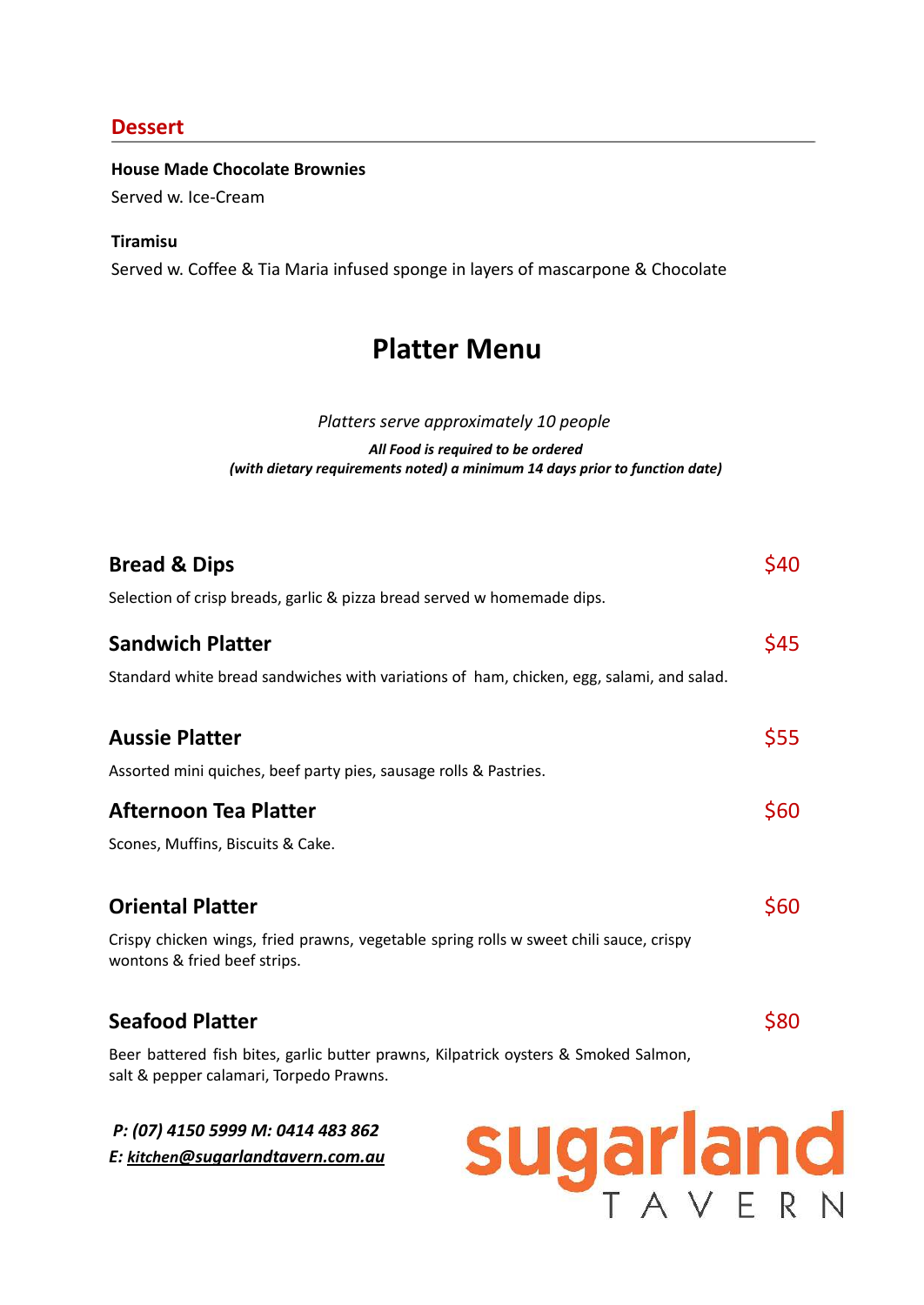## Dessert

**House Made Chocolate Brownies**
Served w. Ice-Cream

**Tiramisu**
Served w. Coffee & Tia Maria infused sponge in layers of mascarpone & Chocolate

# Platter Menu

*Platters serve approximately 10 people*

***All Food is required to be ordered***
***(with dietary requirements noted) a minimum 14 days prior to function date)***

### Bread & Dips — $40
Selection of crisp breads, garlic & pizza bread served w homemade dips.

### Sandwich Platter — $45
Standard white bread sandwiches with variations of ham, chicken, egg, salami, and salad.

### Aussie Platter — $55
Assorted mini quiches, beef party pies, sausage rolls & Pastries.

### Afternoon Tea Platter — $60
Scones, Muffins, Biscuits & Cake.

### Oriental Platter — $60
Crispy chicken wings, fried prawns, vegetable spring rolls w sweet chili sauce, crispy wontons & fried beef strips.

### Seafood Platter — $80
Beer battered fish bites, garlic butter prawns, Kilpatrick oysters & Smoked Salmon, salt & pepper calamari, Torpedo Prawns.

***P: (07) 4150 5999 M: 0414 483 862***
***E: kitchen@sugarlandtavern.com.au***

sugarland TAVERN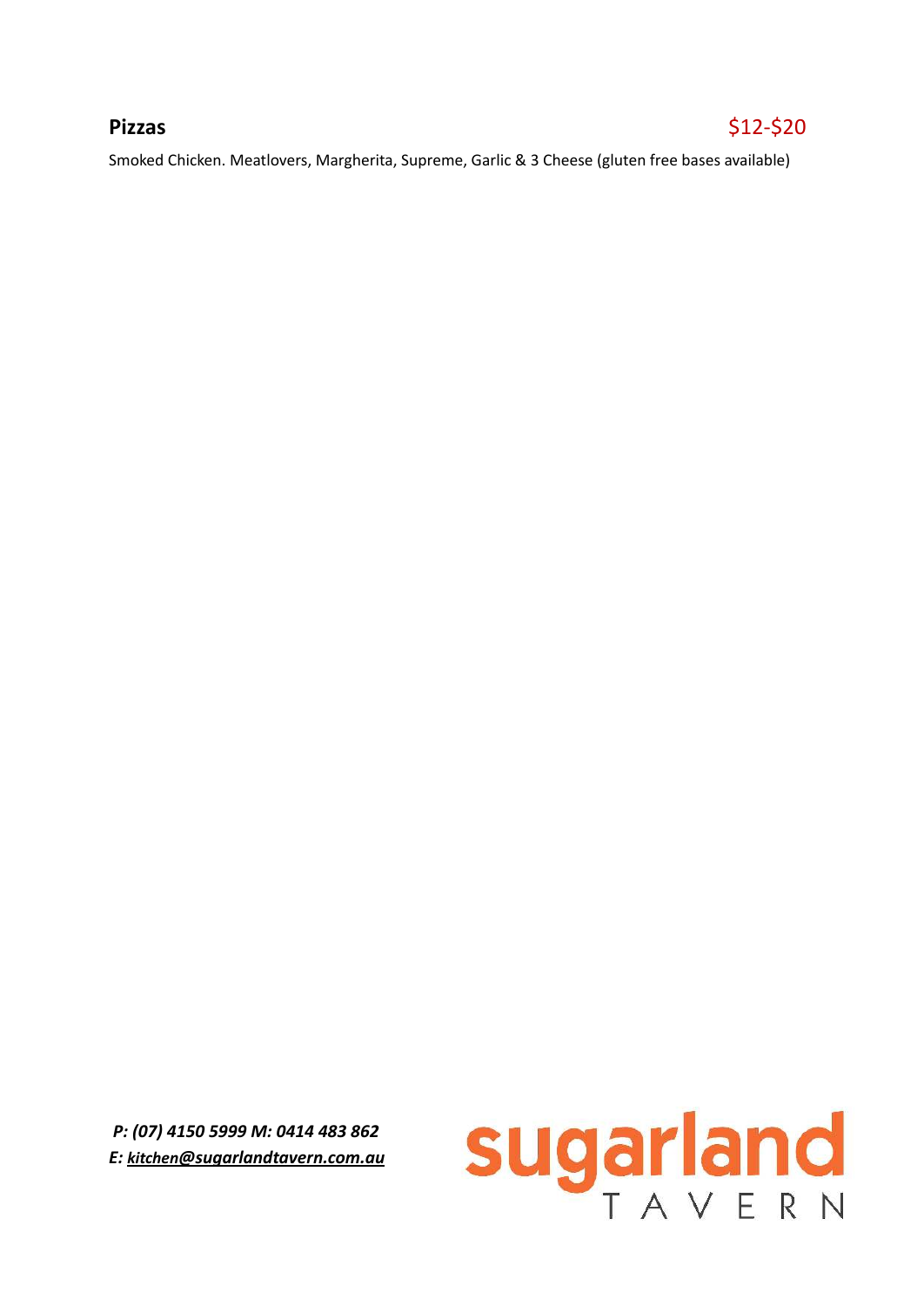**Pizzas** $12-$20

Smoked Chicken. Meatlovers, Margherita, Supreme, Garlic & 3 Cheese (gluten free bases available)

***P: (07) 4150 5999 M: 0414 483 862***
***E: kitchen@sugarlandtavern.com.au***

sugarland
TAVERN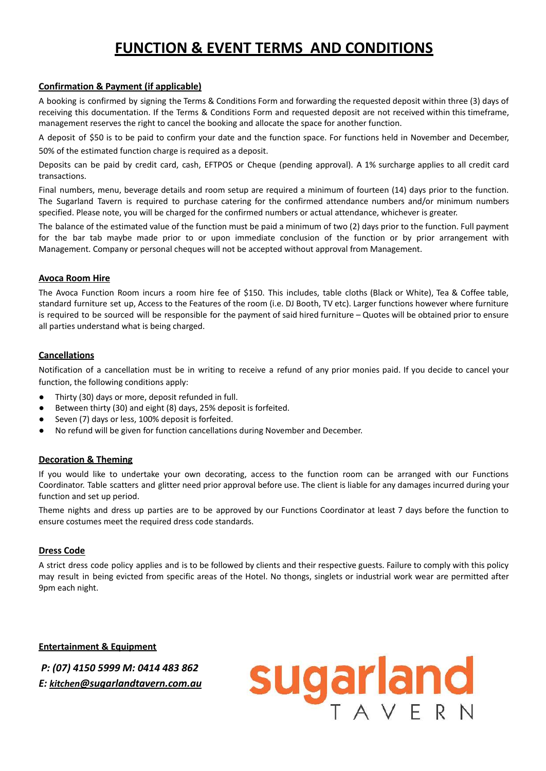# FUNCTION & EVENT TERMS AND CONDITIONS

## Confirmation & Payment (if applicable)

A booking is confirmed by signing the Terms & Conditions Form and forwarding the requested deposit within three (3) days of receiving this documentation. If the Terms & Conditions Form and requested deposit are not received within this timeframe, management reserves the right to cancel the booking and allocate the space for another function.

A deposit of $50 is to be paid to confirm your date and the function space. For functions held in November and December, 50% of the estimated function charge is required as a deposit.

Deposits can be paid by credit card, cash, EFTPOS or Cheque (pending approval). A 1% surcharge applies to all credit card transactions.

Final numbers, menu, beverage details and room setup are required a minimum of fourteen (14) days prior to the function. The Sugarland Tavern is required to purchase catering for the confirmed attendance numbers and/or minimum numbers specified. Please note, you will be charged for the confirmed numbers or actual attendance, whichever is greater.

The balance of the estimated value of the function must be paid a minimum of two (2) days prior to the function. Full payment for the bar tab maybe made prior to or upon immediate conclusion of the function or by prior arrangement with Management. Company or personal cheques will not be accepted without approval from Management.

## Avoca Room Hire

The Avoca Function Room incurs a room hire fee of $150. This includes, table cloths (Black or White), Tea & Coffee table, standard furniture set up, Access to the Features of the room (i.e. DJ Booth, TV etc). Larger functions however where furniture is required to be sourced will be responsible for the payment of said hired furniture – Quotes will be obtained prior to ensure all parties understand what is being charged.

## Cancellations

Notification of a cancellation must be in writing to receive a refund of any prior monies paid. If you decide to cancel your function, the following conditions apply:

- Thirty (30) days or more, deposit refunded in full.
- Between thirty (30) and eight (8) days, 25% deposit is forfeited.
- Seven (7) days or less, 100% deposit is forfeited.
- No refund will be given for function cancellations during November and December.

## Decoration & Theming

If you would like to undertake your own decorating, access to the function room can be arranged with our Functions Coordinator. Table scatters and glitter need prior approval before use. The client is liable for any damages incurred during your function and set up period.

Theme nights and dress up parties are to be approved by our Functions Coordinator at least 7 days before the function to ensure costumes meet the required dress code standards.

## Dress Code

A strict dress code policy applies and is to be followed by clients and their respective guests. Failure to comply with this policy may result in being evicted from specific areas of the Hotel. No thongs, singlets or industrial work wear are permitted after 9pm each night.

## Entertainment & Equipment

***P: (07) 4150 5999 M: 0414 483 862***
***E: kitchen@sugarlandtavern.com.au***

sugarland TAVERN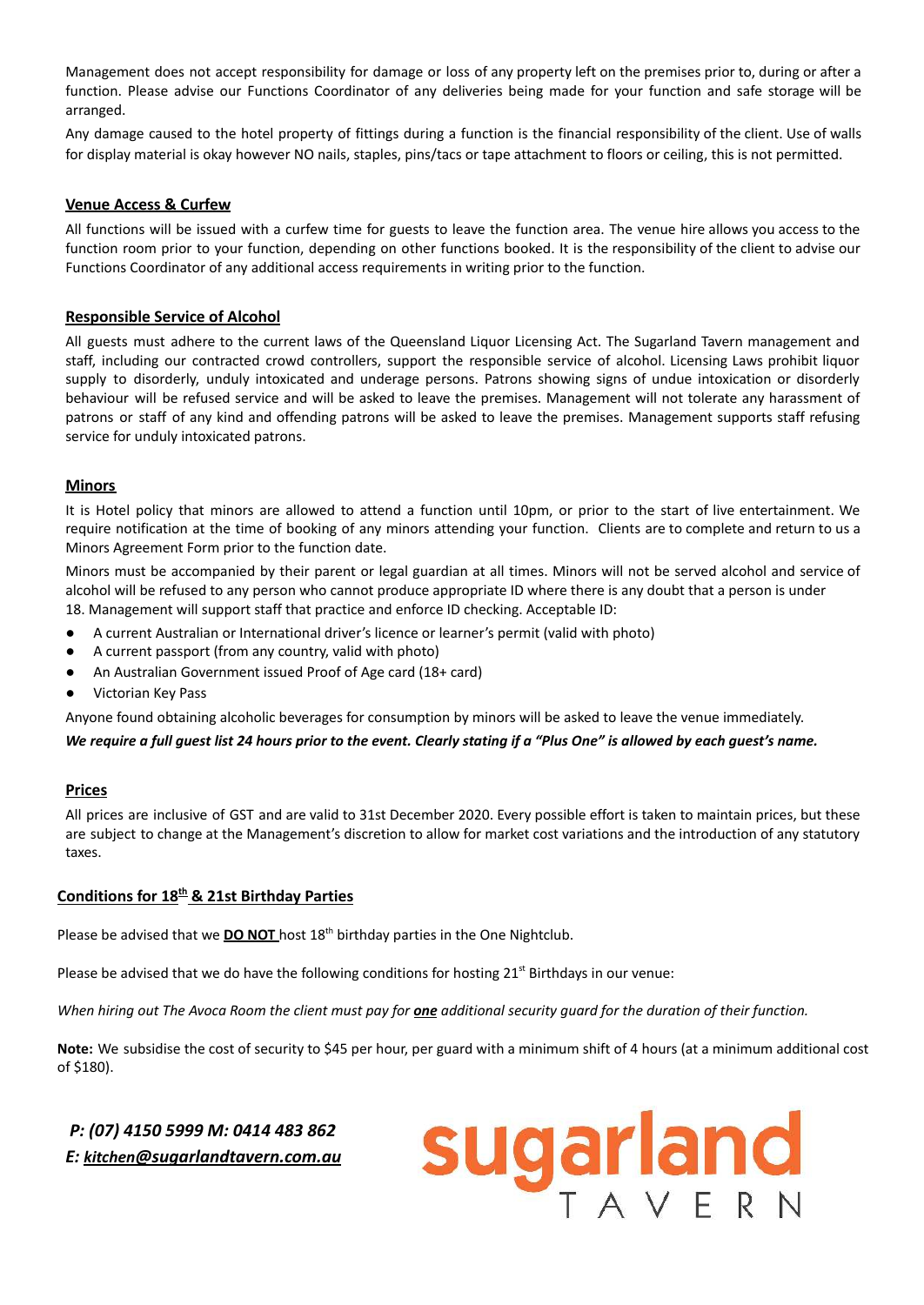Management does not accept responsibility for damage or loss of any property left on the premises prior to, during or after a function. Please advise our Functions Coordinator of any deliveries being made for your function and safe storage will be arranged.

Any damage caused to the hotel property of fittings during a function is the financial responsibility of the client. Use of walls for display material is okay however NO nails, staples, pins/tacs or tape attachment to floors or ceiling, this is not permitted.

## Venue Access & Curfew

All functions will be issued with a curfew time for guests to leave the function area. The venue hire allows you access to the function room prior to your function, depending on other functions booked. It is the responsibility of the client to advise our Functions Coordinator of any additional access requirements in writing prior to the function.

## Responsible Service of Alcohol

All guests must adhere to the current laws of the Queensland Liquor Licensing Act. The Sugarland Tavern management and staff, including our contracted crowd controllers, support the responsible service of alcohol. Licensing Laws prohibit liquor supply to disorderly, unduly intoxicated and underage persons. Patrons showing signs of undue intoxication or disorderly behaviour will be refused service and will be asked to leave the premises. Management will not tolerate any harassment of patrons or staff of any kind and offending patrons will be asked to leave the premises. Management supports staff refusing service for unduly intoxicated patrons.

## Minors

It is Hotel policy that minors are allowed to attend a function until 10pm, or prior to the start of live entertainment. We require notification at the time of booking of any minors attending your function. Clients are to complete and return to us a Minors Agreement Form prior to the function date.

Minors must be accompanied by their parent or legal guardian at all times. Minors will not be served alcohol and service of alcohol will be refused to any person who cannot produce appropriate ID where there is any doubt that a person is under 18. Management will support staff that practice and enforce ID checking. Acceptable ID:

- A current Australian or International driver's licence or learner's permit (valid with photo)
- A current passport (from any country, valid with photo)
- An Australian Government issued Proof of Age card (18+ card)
- Victorian Key Pass

Anyone found obtaining alcoholic beverages for consumption by minors will be asked to leave the venue immediately.

***We require a full guest list 24 hours prior to the event. Clearly stating if a "Plus One" is allowed by each guest's name.***

## Prices

All prices are inclusive of GST and are valid to 31st December 2020. Every possible effort is taken to maintain prices, but these are subject to change at the Management's discretion to allow for market cost variations and the introduction of any statutory taxes.

## Conditions for 18th & 21st Birthday Parties

Please be advised that we **DO NOT** host 18th birthday parties in the One Nightclub.

Please be advised that we do have the following conditions for hosting 21st Birthdays in our venue:

*When hiring out The Avoca Room the client must pay for **one** additional security guard for the duration of their function.*

**Note:** We subsidise the cost of security to $45 per hour, per guard with a minimum shift of 4 hours (at a minimum additional cost of $180).

***P: (07) 4150 5999 M: 0414 483 862***
***E: kitchen@sugarlandtavern.com.au***

sugarland TAVERN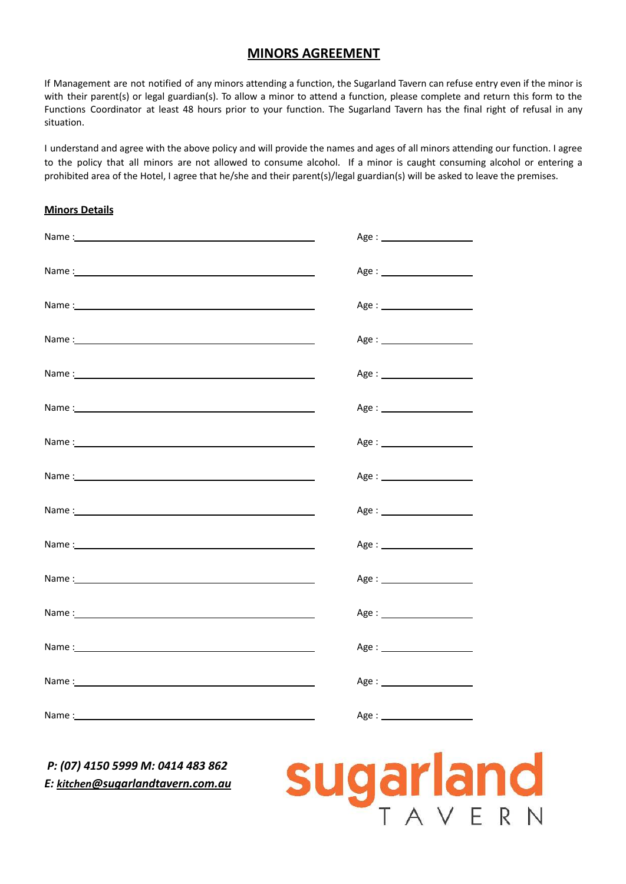# MINORS AGREEMENT

If Management are not notified of any minors attending a function, the Sugarland Tavern can refuse entry even if the minor is with their parent(s) or legal guardian(s). To allow a minor to attend a function, please complete and return this form to the Functions Coordinator at least 48 hours prior to your function. The Sugarland Tavern has the final right of refusal in any situation.

I understand and agree with the above policy and will provide the names and ages of all minors attending our function. I agree to the policy that all minors are not allowed to consume alcohol. If a minor is caught consuming alcohol or entering a prohibited area of the Hotel, I agree that he/she and their parent(s)/legal guardian(s) will be asked to leave the premises.

**Minors Details**

Name : ______________________________ Age : __________

Name : ______________________________ Age : __________

Name : ______________________________ Age : __________

Name : ______________________________ Age : __________

Name : ______________________________ Age : __________

Name : ______________________________ Age : __________

Name : ______________________________ Age : __________

Name : ______________________________ Age : __________

Name : ______________________________ Age : __________

Name : ______________________________ Age : __________

Name : ______________________________ Age : __________

Name : ______________________________ Age : __________

Name : ______________________________ Age : __________

Name : ______________________________ Age : __________

Name : ______________________________ Age : __________

***P: (07) 4150 5999 M: 0414 483 862***
***E: kitchen@sugarlandtavern.com.au***

sugarland TAVERN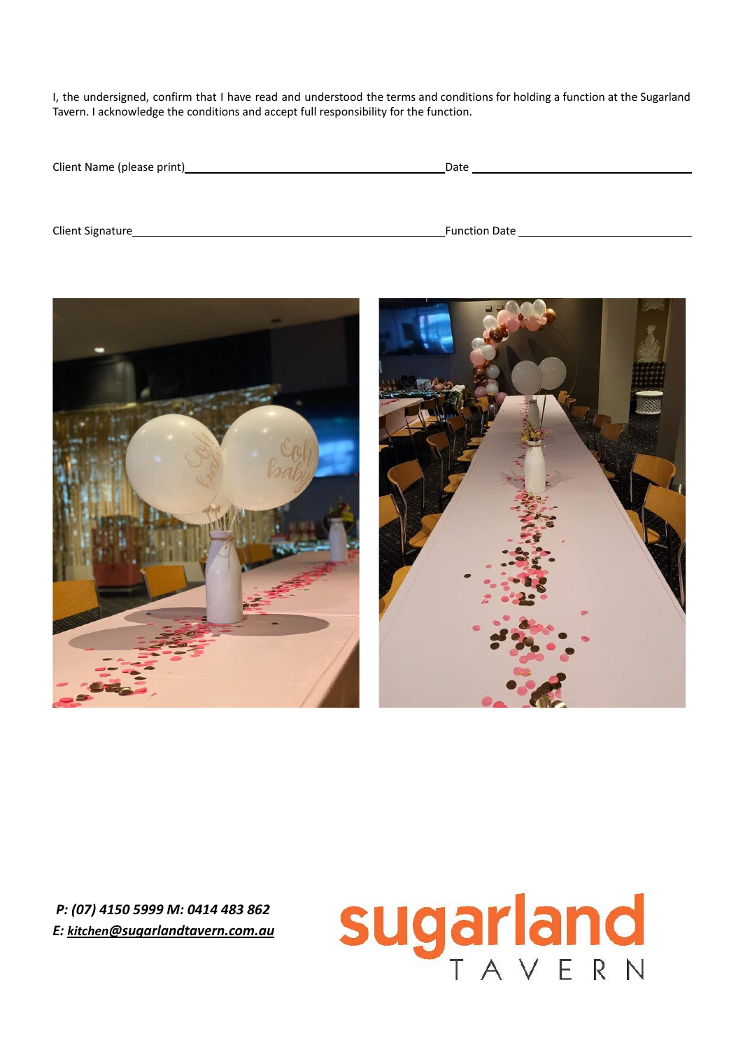I, the undersigned, confirm that I have read and understood the terms and conditions for holding a function at the Sugarland Tavern. I acknowledge the conditions and accept full responsibility for the function.

Client Name (please print)\_\_\_\_\_\_\_\_\_\_\_\_\_\_\_\_\_\_\_\_\_\_\_\_\_\_\_\_\_\_ Date \_\_\_\_\_\_\_\_\_\_\_\_\_\_\_\_\_\_\_\_\_\_\_\_\_\_\_\_

Client Signature\_\_\_\_\_\_\_\_\_\_\_\_\_\_\_\_\_\_\_\_\_\_\_\_\_\_\_\_\_\_\_\_\_\_\_\_\_\_ Function Date \_\_\_\_\_\_\_\_\_\_\_\_\_\_\_\_\_\_\_\_\_\_\_\_

***P: (07) 4150 5999 M: 0414 483 862***
***E: kitchen@sugarlandtavern.com.au***

sugarland TAVERN